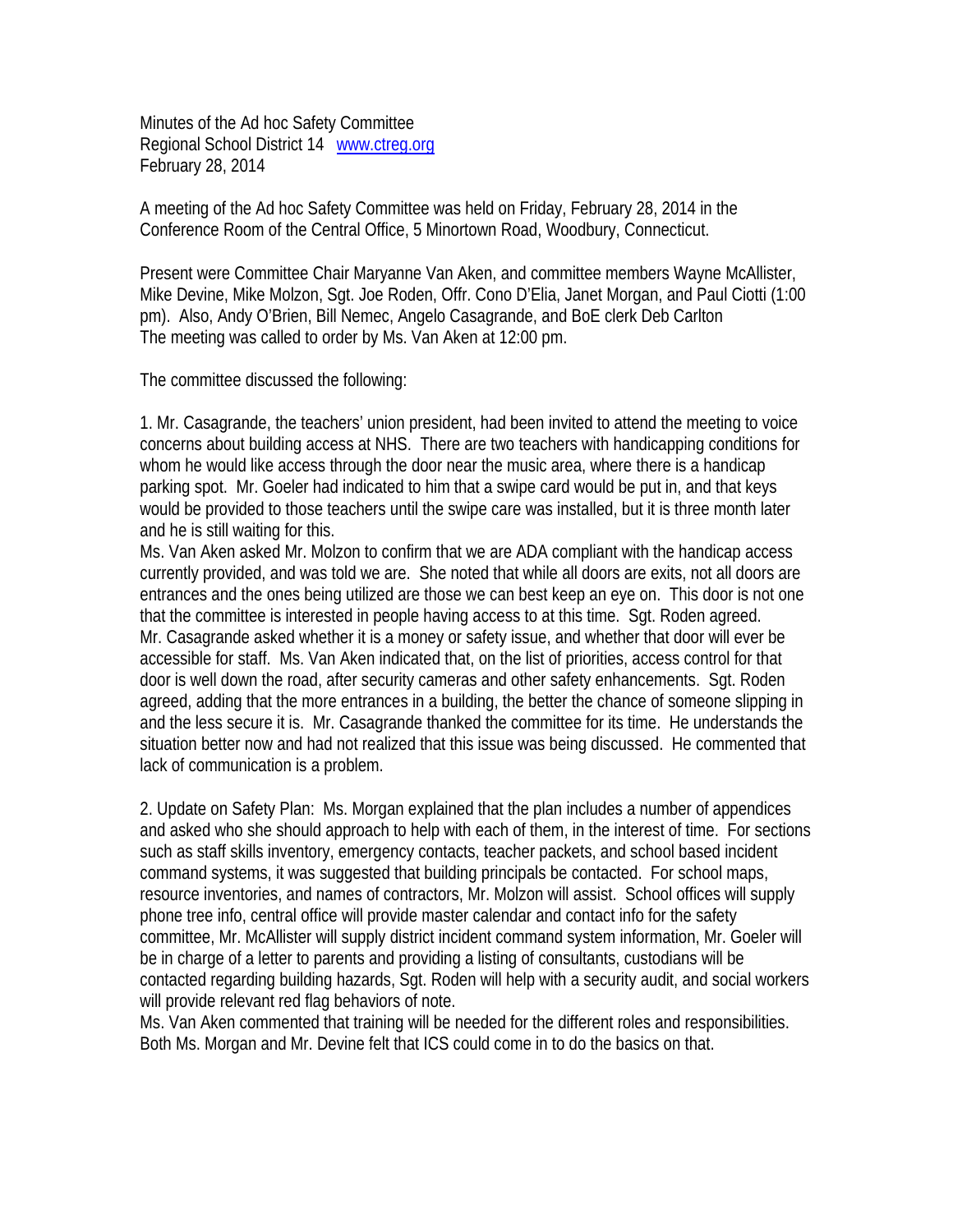Minutes of the Ad hoc Safety Committee
Regional School District 14 www.ctreg.org
February 28, 2014

A meeting of the Ad hoc Safety Committee was held on Friday, February 28, 2014 in the Conference Room of the Central Office, 5 Minortown Road, Woodbury, Connecticut.

Present were Committee Chair Maryanne Van Aken, and committee members Wayne McAllister, Mike Devine, Mike Molzon, Sgt. Joe Roden, Offr. Cono D'Elia, Janet Morgan, and Paul Ciotti (1:00 pm). Also, Andy O'Brien, Bill Nemec, Angelo Casagrande, and BoE clerk Deb Carlton
The meeting was called to order by Ms. Van Aken at 12:00 pm.

The committee discussed the following:

1. Mr. Casagrande, the teachers' union president, had been invited to attend the meeting to voice concerns about building access at NHS. There are two teachers with handicapping conditions for whom he would like access through the door near the music area, where there is a handicap parking spot. Mr. Goeler had indicated to him that a swipe card would be put in, and that keys would be provided to those teachers until the swipe care was installed, but it is three month later and he is still waiting for this.
Ms. Van Aken asked Mr. Molzon to confirm that we are ADA compliant with the handicap access currently provided, and was told we are. She noted that while all doors are exits, not all doors are entrances and the ones being utilized are those we can best keep an eye on. This door is not one that the committee is interested in people having access to at this time. Sgt. Roden agreed. Mr. Casagrande asked whether it is a money or safety issue, and whether that door will ever be accessible for staff. Ms. Van Aken indicated that, on the list of priorities, access control for that door is well down the road, after security cameras and other safety enhancements. Sgt. Roden agreed, adding that the more entrances in a building, the better the chance of someone slipping in and the less secure it is. Mr. Casagrande thanked the committee for its time. He understands the situation better now and had not realized that this issue was being discussed. He commented that lack of communication is a problem.

2. Update on Safety Plan: Ms. Morgan explained that the plan includes a number of appendices and asked who she should approach to help with each of them, in the interest of time. For sections such as staff skills inventory, emergency contacts, teacher packets, and school based incident command systems, it was suggested that building principals be contacted. For school maps, resource inventories, and names of contractors, Mr. Molzon will assist. School offices will supply phone tree info, central office will provide master calendar and contact info for the safety committee, Mr. McAllister will supply district incident command system information, Mr. Goeler will be in charge of a letter to parents and providing a listing of consultants, custodians will be contacted regarding building hazards, Sgt. Roden will help with a security audit, and social workers will provide relevant red flag behaviors of note.
Ms. Van Aken commented that training will be needed for the different roles and responsibilities. Both Ms. Morgan and Mr. Devine felt that ICS could come in to do the basics on that.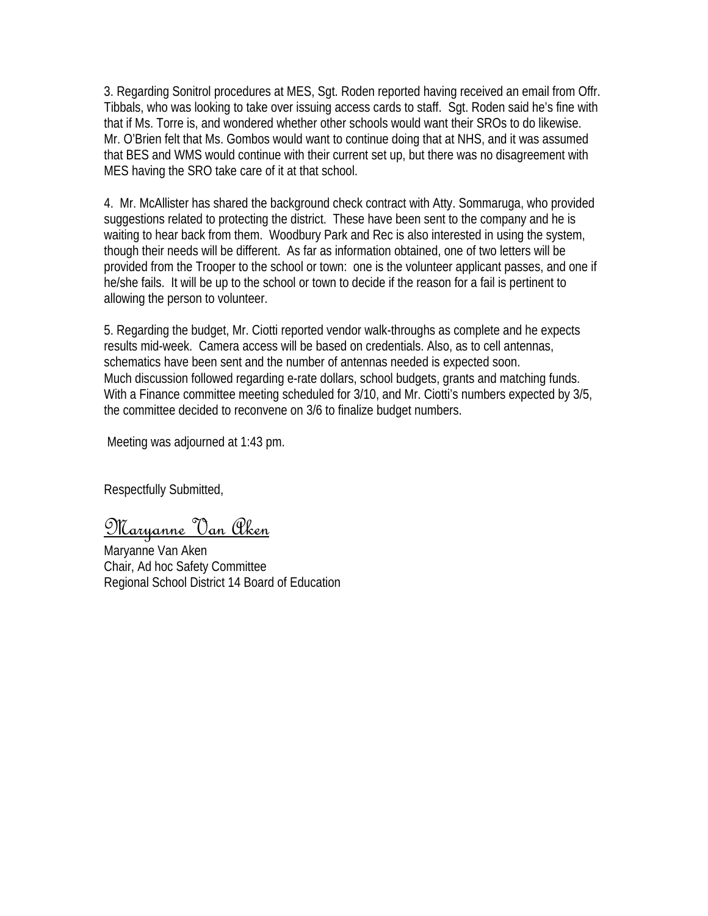3. Regarding Sonitrol procedures at MES, Sgt. Roden reported having received an email from Offr. Tibbals, who was looking to take over issuing access cards to staff. Sgt. Roden said he's fine with that if Ms. Torre is, and wondered whether other schools would want their SROs to do likewise. Mr. O'Brien felt that Ms. Gombos would want to continue doing that at NHS, and it was assumed that BES and WMS would continue with their current set up, but there was no disagreement with MES having the SRO take care of it at that school.

4. Mr. McAllister has shared the background check contract with Atty. Sommaruga, who provided suggestions related to protecting the district. These have been sent to the company and he is waiting to hear back from them. Woodbury Park and Rec is also interested in using the system, though their needs will be different. As far as information obtained, one of two letters will be provided from the Trooper to the school or town: one is the volunteer applicant passes, and one if he/she fails. It will be up to the school or town to decide if the reason for a fail is pertinent to allowing the person to volunteer.

5. Regarding the budget, Mr. Ciotti reported vendor walk-throughs as complete and he expects results mid-week. Camera access will be based on credentials. Also, as to cell antennas, schematics have been sent and the number of antennas needed is expected soon.
Much discussion followed regarding e-rate dollars, school budgets, grants and matching funds. With a Finance committee meeting scheduled for 3/10, and Mr. Ciotti's numbers expected by 3/5, the committee decided to reconvene on 3/6 to finalize budget numbers.

Meeting was adjourned at 1:43 pm.

Respectfully Submitted,

Maryanne Van Aken

Maryanne Van Aken
Chair, Ad hoc Safety Committee
Regional School District 14 Board of Education